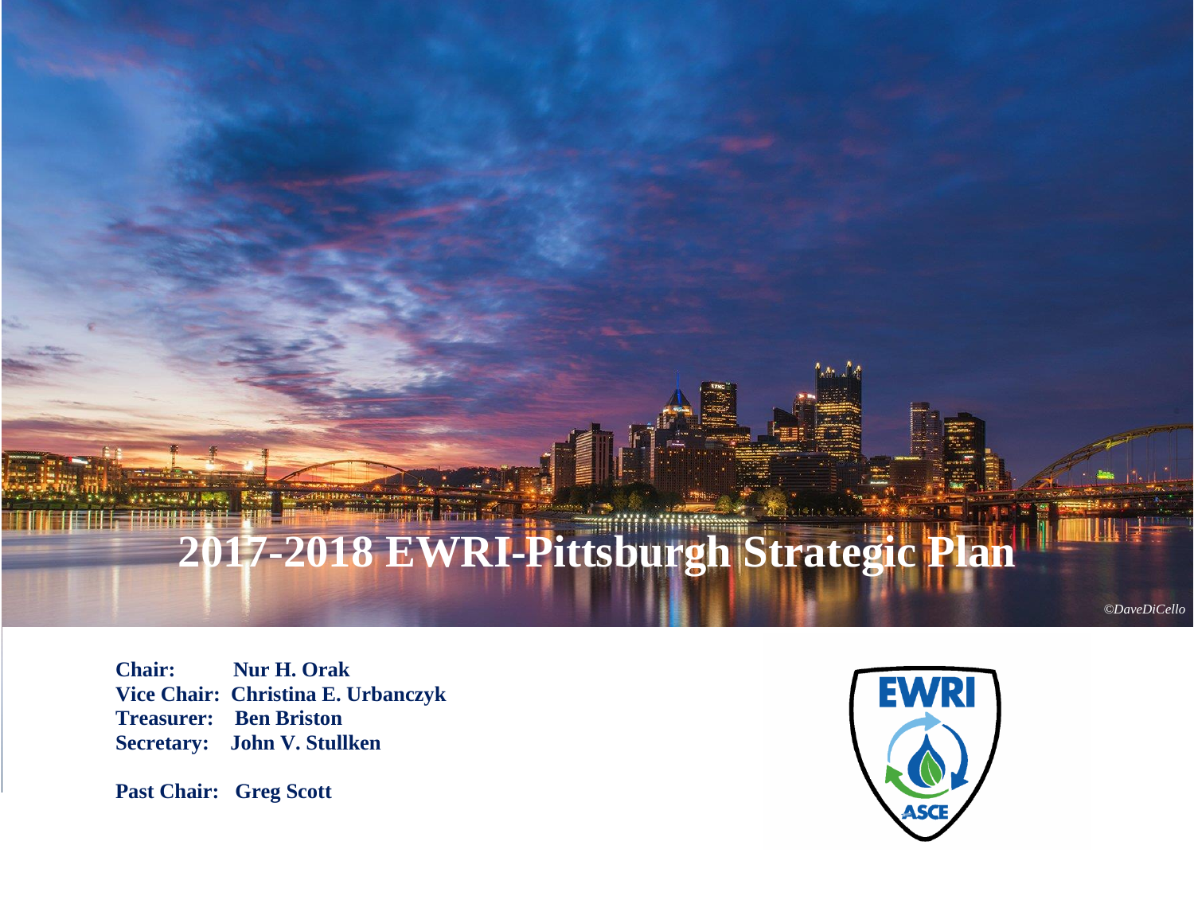# 2017-2018 EWRI-Pittsburgh Strategic Plan

*©DaveDiCello*

**Chair:** Nur H. Orak
**Vice Chair:** Christina E. Urbanczyk
**Treasurer:** Ben Briston
**Secretary:** John V. Stullken

**Past Chair:** Greg Scott

EWRI
ASCE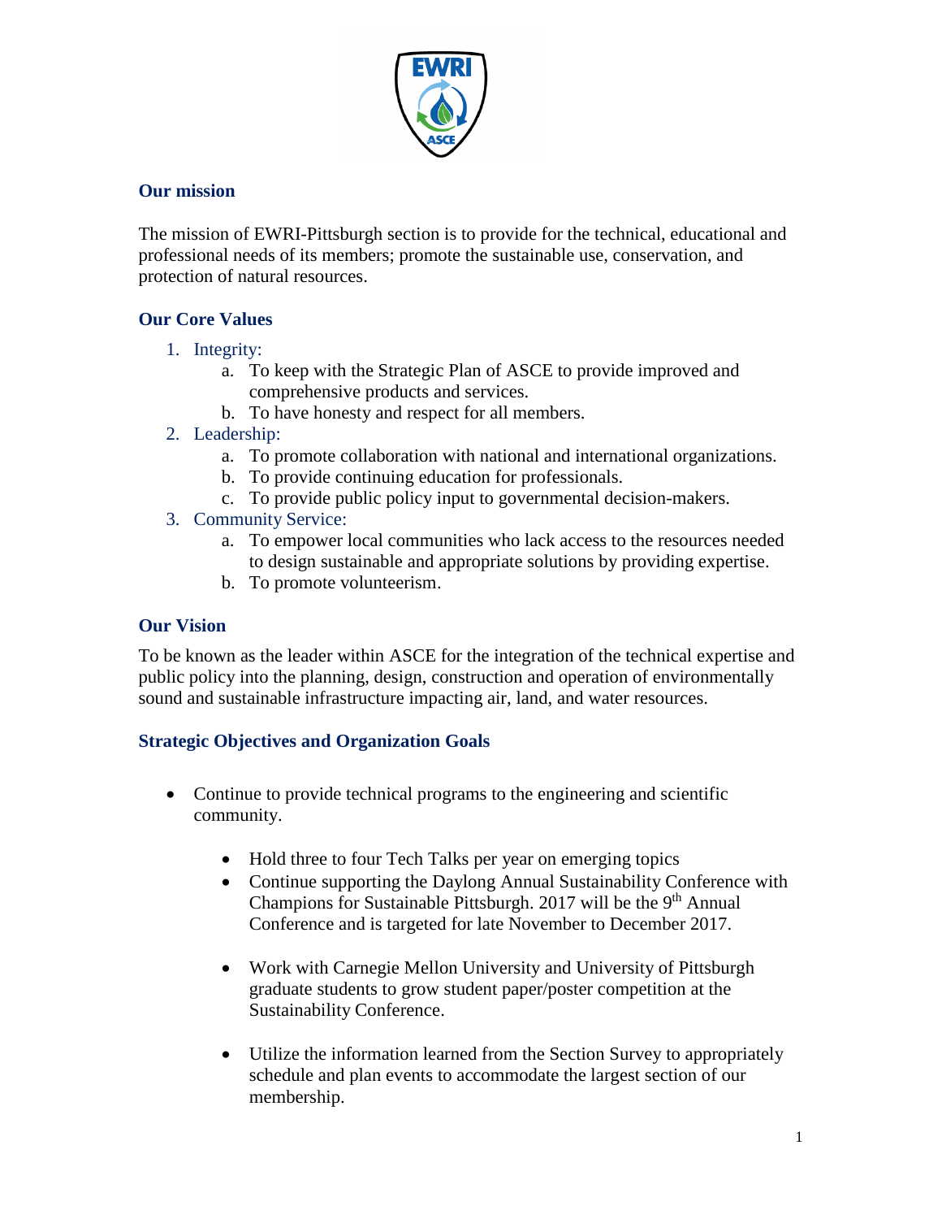## Our mission

The mission of EWRI-Pittsburgh section is to provide for the technical, educational and professional needs of its members; promote the sustainable use, conservation, and protection of natural resources.

## Our Core Values

1. Integrity:
    a. To keep with the Strategic Plan of ASCE to provide improved and comprehensive products and services.
    b. To have honesty and respect for all members.
2. Leadership:
    a. To promote collaboration with national and international organizations.
    b. To provide continuing education for professionals.
    c. To provide public policy input to governmental decision-makers.
3. Community Service:
    a. To empower local communities who lack access to the resources needed to design sustainable and appropriate solutions by providing expertise.
    b. To promote volunteerism.

## Our Vision

To be known as the leader within ASCE for the integration of the technical expertise and public policy into the planning, design, construction and operation of environmentally sound and sustainable infrastructure impacting air, land, and water resources.

## Strategic Objectives and Organization Goals

- Continue to provide technical programs to the engineering and scientific community.
    - Hold three to four Tech Talks per year on emerging topics
    - Continue supporting the Daylong Annual Sustainability Conference with Champions for Sustainable Pittsburgh. 2017 will be the 9th Annual Conference and is targeted for late November to December 2017.
    - Work with Carnegie Mellon University and University of Pittsburgh graduate students to grow student paper/poster competition at the Sustainability Conference.
    - Utilize the information learned from the Section Survey to appropriately schedule and plan events to accommodate the largest section of our membership.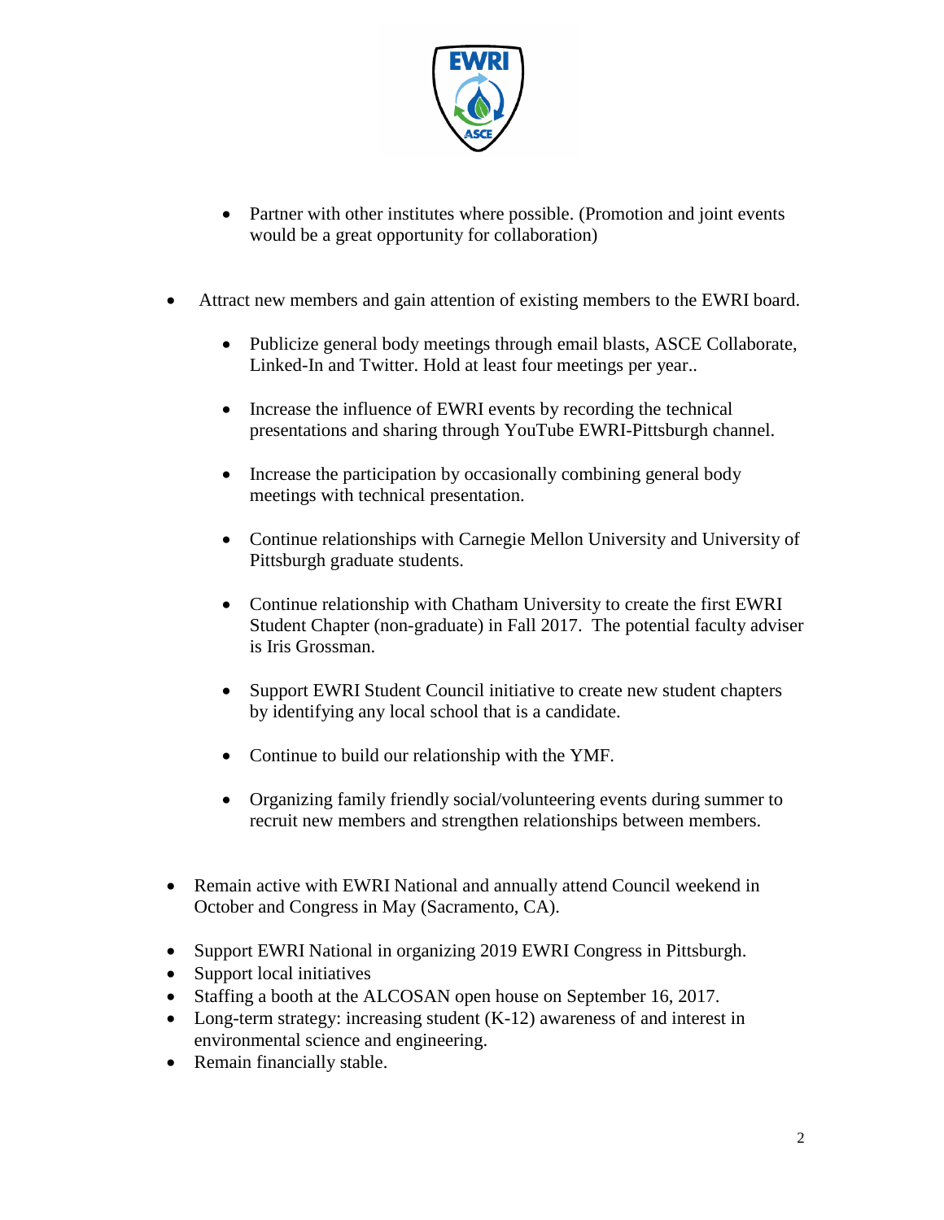- Partner with other institutes where possible. (Promotion and joint events would be a great opportunity for collaboration)

- Attract new members and gain attention of existing members to the EWRI board.

  - Publicize general body meetings through email blasts, ASCE Collaborate, Linked-In and Twitter. Hold at least four meetings per year..

  - Increase the influence of EWRI events by recording the technical presentations and sharing through YouTube EWRI-Pittsburgh channel.

  - Increase the participation by occasionally combining general body meetings with technical presentation.

  - Continue relationships with Carnegie Mellon University and University of Pittsburgh graduate students.

  - Continue relationship with Chatham University to create the first EWRI Student Chapter (non-graduate) in Fall 2017. The potential faculty adviser is Iris Grossman.

  - Support EWRI Student Council initiative to create new student chapters by identifying any local school that is a candidate.

  - Continue to build our relationship with the YMF.

  - Organizing family friendly social/volunteering events during summer to recruit new members and strengthen relationships between members.

- Remain active with EWRI National and annually attend Council weekend in October and Congress in May (Sacramento, CA).

- Support EWRI National in organizing 2019 EWRI Congress in Pittsburgh.
- Support local initiatives
- Staffing a booth at the ALCOSAN open house on September 16, 2017.
- Long-term strategy: increasing student (K-12) awareness of and interest in environmental science and engineering.
- Remain financially stable.